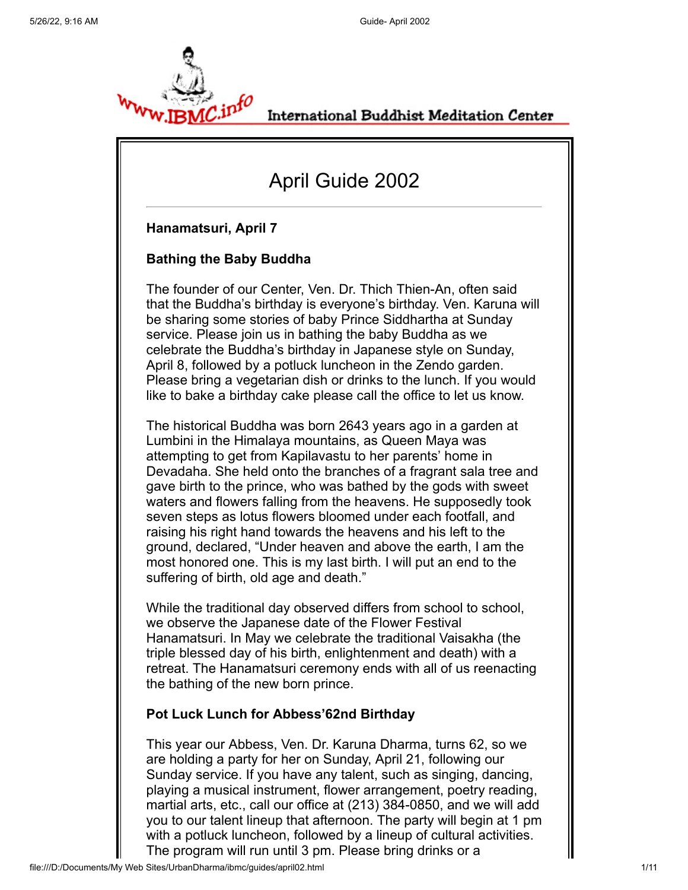International Buddhist Meditation Center

# April Guide 2002

---

### Hanamatsuri, April 7

### Bathing the Baby Buddha

The founder of our Center, Ven. Dr. Thich Thien-An, often said that the Buddha's birthday is everyone's birthday. Ven. Karuna will be sharing some stories of baby Prince Siddhartha at Sunday service. Please join us in bathing the baby Buddha as we celebrate the Buddha's birthday in Japanese style on Sunday, April 8, followed by a potluck luncheon in the Zendo garden. Please bring a vegetarian dish or drinks to the lunch. If you would like to bake a birthday cake please call the office to let us know.

The historical Buddha was born 2643 years ago in a garden at Lumbini in the Himalaya mountains, as Queen Maya was attempting to get from Kapilavastu to her parents' home in Devadaha. She held onto the branches of a fragrant sala tree and gave birth to the prince, who was bathed by the gods with sweet waters and flowers falling from the heavens. He supposedly took seven steps as lotus flowers bloomed under each footfall, and raising his right hand towards the heavens and his left to the ground, declared, "Under heaven and above the earth, I am the most honored one. This is my last birth. I will put an end to the suffering of birth, old age and death."

While the traditional day observed differs from school to school, we observe the Japanese date of the Flower Festival Hanamatsuri. In May we celebrate the traditional Vaisakha (the triple blessed day of his birth, enlightenment and death) with a retreat. The Hanamatsuri ceremony ends with all of us reenacting the bathing of the new born prince.

### Pot Luck Lunch for Abbess'62nd Birthday

This year our Abbess, Ven. Dr. Karuna Dharma, turns 62, so we are holding a party for her on Sunday, April 21, following our Sunday service. If you have any talent, such as singing, dancing, playing a musical instrument, flower arrangement, poetry reading, martial arts, etc., call our office at (213) 384-0850, and we will add you to our talent lineup that afternoon. The party will begin at 1 pm with a potluck luncheon, followed by a lineup of cultural activities. The program will run until 3 pm. Please bring drinks or a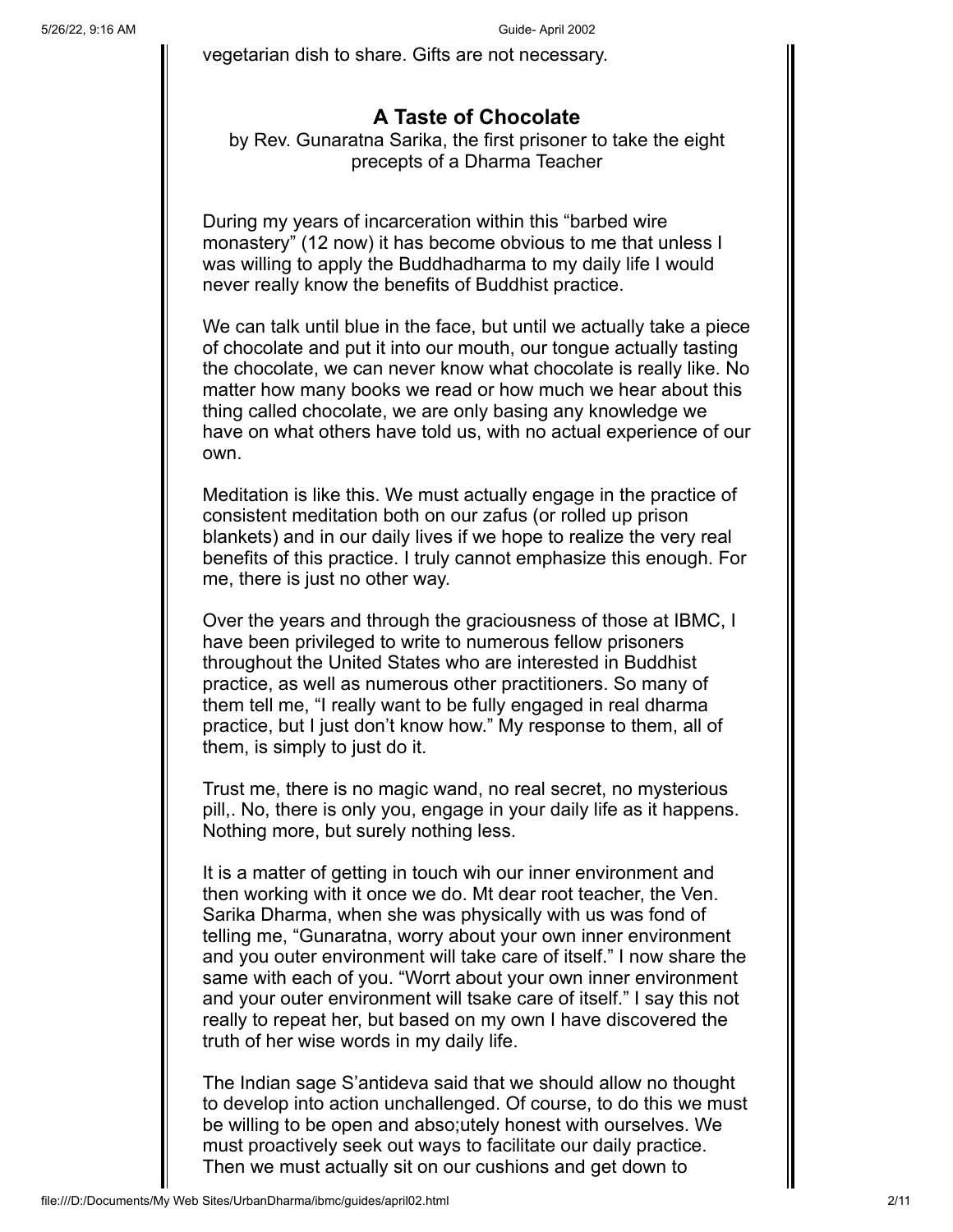vegetarian dish to share. Gifts are not necessary.

## A Taste of Chocolate

by Rev. Gunaratna Sarika, the first prisoner to take the eight precepts of a Dharma Teacher

During my years of incarceration within this "barbed wire monastery" (12 now) it has become obvious to me that unless I was willing to apply the Buddhadharma to my daily life I would never really know the benefits of Buddhist practice.

We can talk until blue in the face, but until we actually take a piece of chocolate and put it into our mouth, our tongue actually tasting the chocolate, we can never know what chocolate is really like. No matter how many books we read or how much we hear about this thing called chocolate, we are only basing any knowledge we have on what others have told us, with no actual experience of our own.

Meditation is like this. We must actually engage in the practice of consistent meditation both on our zafus (or rolled up prison blankets) and in our daily lives if we hope to realize the very real benefits of this practice. I truly cannot emphasize this enough. For me, there is just no other way.

Over the years and through the graciousness of those at IBMC, I have been privileged to write to numerous fellow prisoners throughout the United States who are interested in Buddhist practice, as well as numerous other practitioners. So many of them tell me, "I really want to be fully engaged in real dharma practice, but I just don't know how." My response to them, all of them, is simply to just do it.

Trust me, there is no magic wand, no real secret, no mysterious pill,. No, there is only you, engage in your daily life as it happens. Nothing more, but surely nothing less.

It is a matter of getting in touch wih our inner environment and then working with it once we do. Mt dear root teacher, the Ven. Sarika Dharma, when she was physically with us was fond of telling me, "Gunaratna, worry about your own inner environment and you outer environment will take care of itself." I now share the same with each of you. "Worrt about your own inner environment and your outer environment will tsake care of itself." I say this not really to repeat her, but based on my own I have discovered the truth of her wise words in my daily life.

The Indian sage S'antideva said that we should allow no thought to develop into action unchallenged. Of course, to do this we must be willing to be open and abso;utely honest with ourselves. We must proactively seek out ways to facilitate our daily practice. Then we must actually sit on our cushions and get down to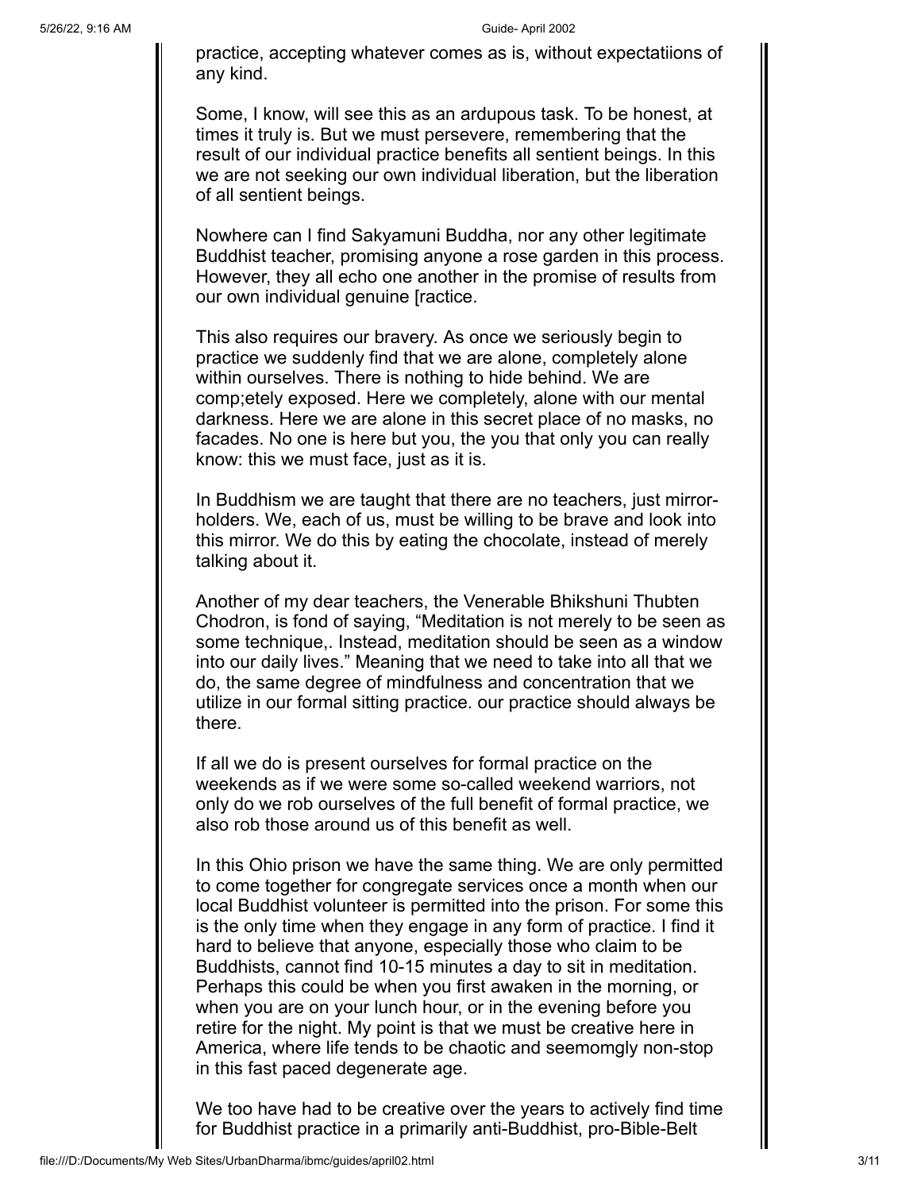practice, accepting whatever comes as is, without expectatiions of any kind.

Some, I know, will see this as an ardupous task. To be honest, at times it truly is. But we must persevere, remembering that the result of our individual practice benefits all sentient beings. In this we are not seeking our own individual liberation, but the liberation of all sentient beings.

Nowhere can I find Sakyamuni Buddha, nor any other legitimate Buddhist teacher, promising anyone a rose garden in this process. However, they all echo one another in the promise of results from our own individual genuine [ractice.

This also requires our bravery. As once we seriously begin to practice we suddenly find that we are alone, completely alone within ourselves. There is nothing to hide behind. We are comp;etely exposed. Here we completely, alone with our mental darkness. Here we are alone in this secret place of no masks, no facades. No one is here but you, the you that only you can really know: this we must face, just as it is.

In Buddhism we are taught that there are no teachers, just mirror-holders. We, each of us, must be willing to be brave and look into this mirror. We do this by eating the chocolate, instead of merely talking about it.

Another of my dear teachers, the Venerable Bhikshuni Thubten Chodron, is fond of saying, "Meditation is not merely to be seen as some technique,. Instead, meditation should be seen as a window into our daily lives." Meaning that we need to take into all that we do, the same degree of mindfulness and concentration that we utilize in our formal sitting practice. our practice should always be there.

If all we do is present ourselves for formal practice on the weekends as if we were some so-called weekend warriors, not only do we rob ourselves of the full benefit of formal practice, we also rob those around us of this benefit as well.

In this Ohio prison we have the same thing. We are only permitted to come together for congregate services once a month when our local Buddhist volunteer is permitted into the prison. For some this is the only time when they engage in any form of practice. I find it hard to believe that anyone, especially those who claim to be Buddhists, cannot find 10-15 minutes a day to sit in meditation. Perhaps this could be when you first awaken in the morning, or when you are on your lunch hour, or in the evening before you retire for the night. My point is that we must be creative here in America, where life tends to be chaotic and seemomgly non-stop in this fast paced degenerate age.

We too have had to be creative over the years to actively find time for Buddhist practice in a primarily anti-Buddhist, pro-Bible-Belt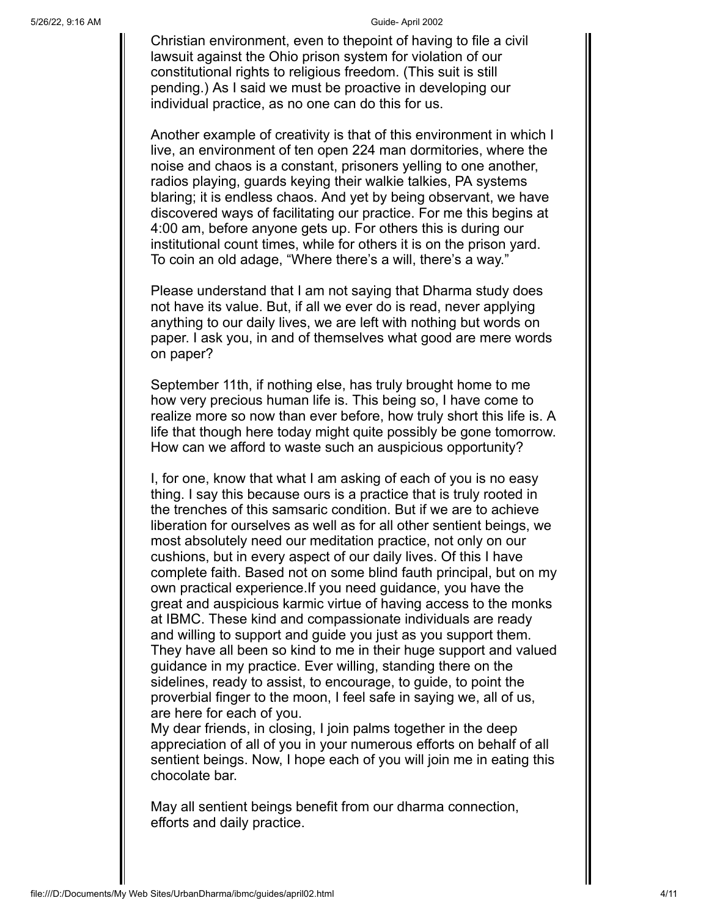Christian environment, even to thepoint of having to file a civil lawsuit against the Ohio prison system for violation of our constitutional rights to religious freedom. (This suit is still pending.) As I said we must be proactive in developing our individual practice, as no one can do this for us.

Another example of creativity is that of this environment in which I live, an environment of ten open 224 man dormitories, where the noise and chaos is a constant, prisoners yelling to one another, radios playing, guards keying their walkie talkies, PA systems blaring; it is endless chaos. And yet by being observant, we have discovered ways of facilitating our practice. For me this begins at 4:00 am, before anyone gets up. For others this is during our institutional count times, while for others it is on the prison yard. To coin an old adage, "Where there's a will, there's a way."

Please understand that I am not saying that Dharma study does not have its value. But, if all we ever do is read, never applying anything to our daily lives, we are left with nothing but words on paper. I ask you, in and of themselves what good are mere words on paper?

September 11th, if nothing else, has truly brought home to me how very precious human life is. This being so, I have come to realize more so now than ever before, how truly short this life is. A life that though here today might quite possibly be gone tomorrow. How can we afford to waste such an auspicious opportunity?

I, for one, know that what I am asking of each of you is no easy thing. I say this because ours is a practice that is truly rooted in the trenches of this samsaric condition. But if we are to achieve liberation for ourselves as well as for all other sentient beings, we most absolutely need our meditation practice, not only on our cushions, but in every aspect of our daily lives. Of this I have complete faith. Based not on some blind fauth principal, but on my own practical experience.If you need guidance, you have the great and auspicious karmic virtue of having access to the monks at IBMC. These kind and compassionate individuals are ready and willing to support and guide you just as you support them. They have all been so kind to me in their huge support and valued guidance in my practice. Ever willing, standing there on the sidelines, ready to assist, to encourage, to guide, to point the proverbial finger to the moon, I feel safe in saying we, all of us, are here for each of you.

My dear friends, in closing, I join palms together in the deep appreciation of all of you in your numerous efforts on behalf of all sentient beings. Now, I hope each of you will join me in eating this chocolate bar.

May all sentient beings benefit from our dharma connection, efforts and daily practice.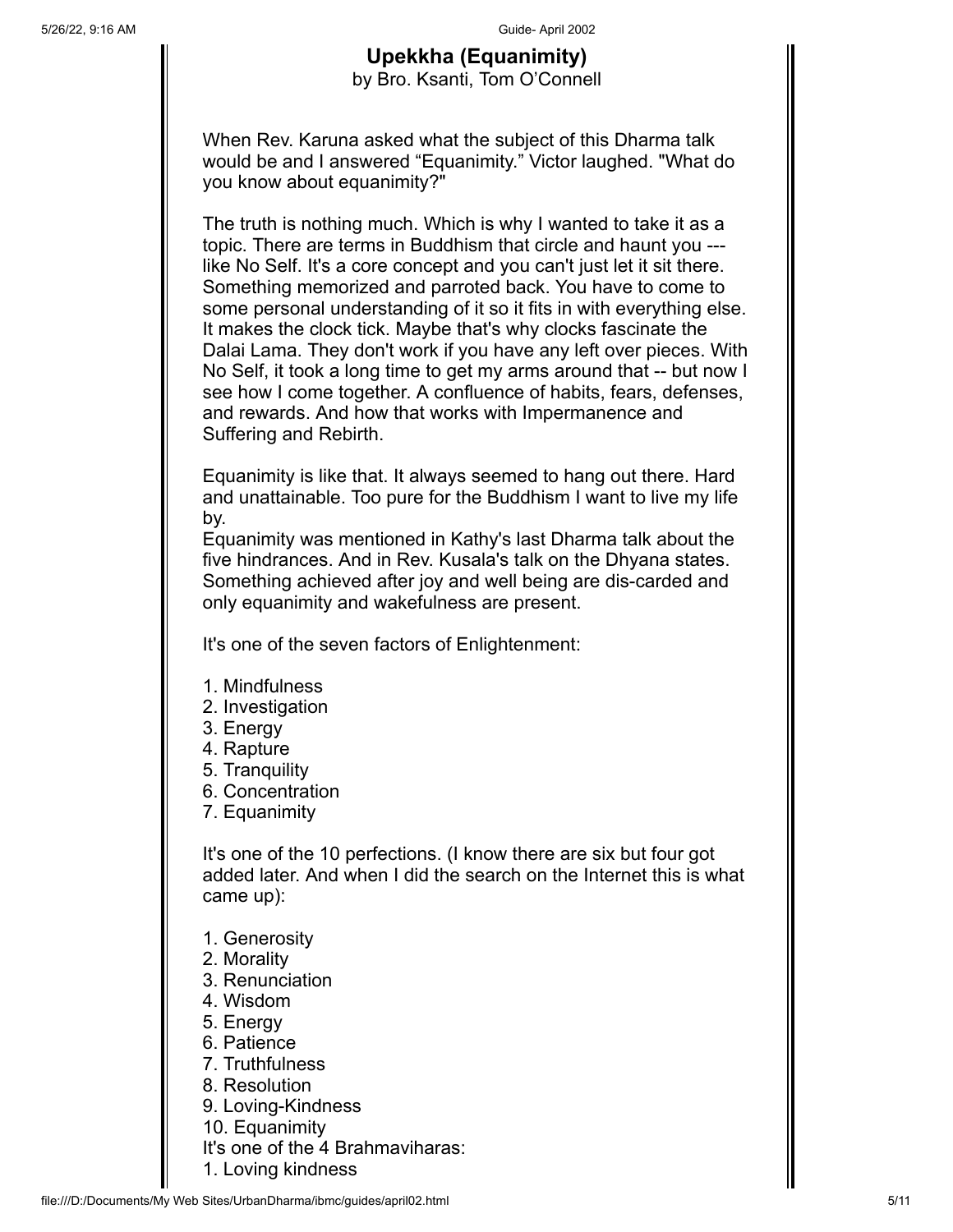## Upekkha (Equanimity)

by Bro. Ksanti, Tom O’Connell

When Rev. Karuna asked what the subject of this Dharma talk would be and I answered “Equanimity.” Victor laughed. "What do you know about equanimity?"

The truth is nothing much. Which is why I wanted to take it as a topic. There are terms in Buddhism that circle and haunt you --- like No Self. It's a core concept and you can't just let it sit there. Something memorized and parroted back. You have to come to some personal understanding of it so it fits in with everything else. It makes the clock tick. Maybe that's why clocks fascinate the Dalai Lama. They don't work if you have any left over pieces. With No Self, it took a long time to get my arms around that -- but now I see how I come together. A confluence of habits, fears, defenses, and rewards. And how that works with Impermanence and Suffering and Rebirth.

Equanimity is like that. It always seemed to hang out there. Hard and unattainable. Too pure for the Buddhism I want to live my life by.

Equanimity was mentioned in Kathy's last Dharma talk about the five hindrances. And in Rev. Kusala's talk on the Dhyana states. Something achieved after joy and well being are dis-carded and only equanimity and wakefulness are present.

It's one of the seven factors of Enlightenment:

1. Mindfulness
2. Investigation
3. Energy
4. Rapture
5. Tranquility
6. Concentration
7. Equanimity

It's one of the 10 perfections. (I know there are six but four got added later. And when I did the search on the Internet this is what came up):

1. Generosity
2. Morality
3. Renunciation
4. Wisdom
5. Energy
6. Patience
7. Truthfulness
8. Resolution
9. Loving-Kindness
10. Equanimity

It's one of the 4 Brahmaviharas:

1. Loving kindness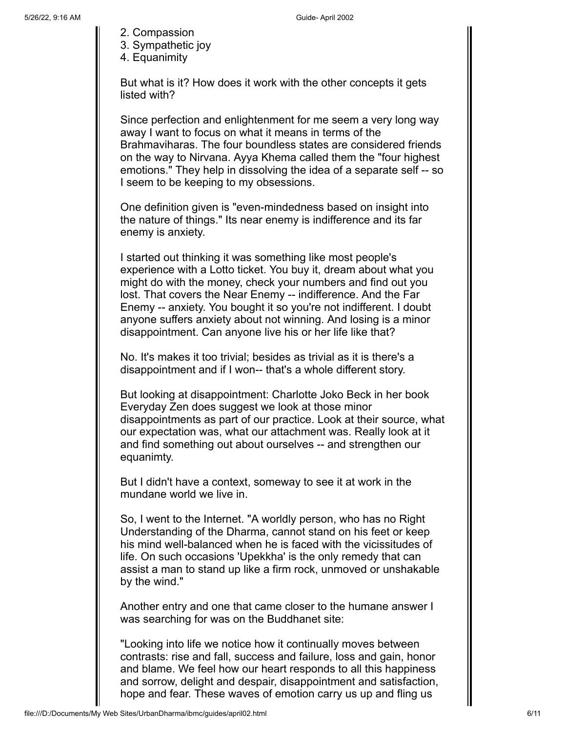2. Compassion
3. Sympathetic joy
4. Equanimity

But what is it? How does it work with the other concepts it gets listed with?

Since perfection and enlightenment for me seem a very long way away I want to focus on what it means in terms of the Brahmaviharas. The four boundless states are considered friends on the way to Nirvana. Ayya Khema called them the "four highest emotions." They help in dissolving the idea of a separate self -- so I seem to be keeping to my obsessions.

One definition given is "even-mindedness based on insight into the nature of things." Its near enemy is indifference and its far enemy is anxiety.

I started out thinking it was something like most people's experience with a Lotto ticket. You buy it, dream about what you might do with the money, check your numbers and find out you lost. That covers the Near Enemy -- indifference. And the Far Enemy -- anxiety. You bought it so you're not indifferent. I doubt anyone suffers anxiety about not winning. And losing is a minor disappointment. Can anyone live his or her life like that?

No. It's makes it too trivial; besides as trivial as it is there's a disappointment and if I won-- that's a whole different story.

But looking at disappointment: Charlotte Joko Beck in her book Everyday Zen does suggest we look at those minor disappointments as part of our practice. Look at their source, what our expectation was, what our attachment was. Really look at it and find something out about ourselves -- and strengthen our equanimty.

But I didn't have a context, someway to see it at work in the mundane world we live in.

So, I went to the Internet. "A worldly person, who has no Right Understanding of the Dharma, cannot stand on his feet or keep his mind well-balanced when he is faced with the vicissitudes of life. On such occasions 'Upekkha' is the only remedy that can assist a man to stand up like a firm rock, unmoved or unshakable by the wind."

Another entry and one that came closer to the humane answer I was searching for was on the Buddhanet site:

"Looking into life we notice how it continually moves between contrasts: rise and fall, success and failure, loss and gain, honor and blame. We feel how our heart responds to all this happiness and sorrow, delight and despair, disappointment and satisfaction, hope and fear. These waves of emotion carry us up and fling us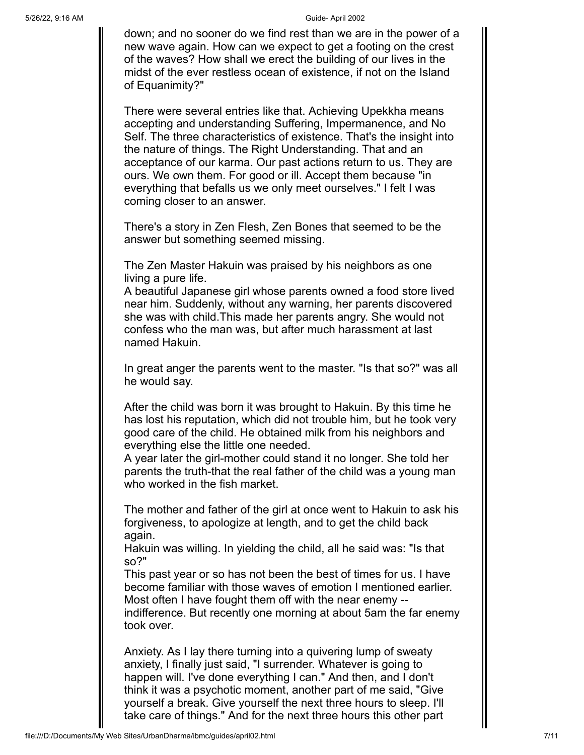down; and no sooner do we find rest than we are in the power of a new wave again. How can we expect to get a footing on the crest of the waves? How shall we erect the building of our lives in the midst of the ever restless ocean of existence, if not on the Island of Equanimity?"

There were several entries like that. Achieving Upekkha means accepting and understanding Suffering, Impermanence, and No Self. The three characteristics of existence. That's the insight into the nature of things. The Right Understanding. That and an acceptance of our karma. Our past actions return to us. They are ours. We own them. For good or ill. Accept them because "in everything that befalls us we only meet ourselves." I felt I was coming closer to an answer.

There's a story in Zen Flesh, Zen Bones that seemed to be the answer but something seemed missing.

The Zen Master Hakuin was praised by his neighbors as one living a pure life.
A beautiful Japanese girl whose parents owned a food store lived near him. Suddenly, without any warning, her parents discovered she was with child.This made her parents angry. She would not confess who the man was, but after much harassment at last named Hakuin.

In great anger the parents went to the master. "Is that so?" was all he would say.

After the child was born it was brought to Hakuin. By this time he has lost his reputation, which did not trouble him, but he took very good care of the child. He obtained milk from his neighbors and everything else the little one needed.
A year later the girl-mother could stand it no longer. She told her parents the truth-that the real father of the child was a young man who worked in the fish market.

The mother and father of the girl at once went to Hakuin to ask his forgiveness, to apologize at length, and to get the child back again.
Hakuin was willing. In yielding the child, all he said was: "Is that so?"
This past year or so has not been the best of times for us. I have become familiar with those waves of emotion I mentioned earlier. Most often I have fought them off with the near enemy -- indifference. But recently one morning at about 5am the far enemy took over.

Anxiety. As I lay there turning into a quivering lump of sweaty anxiety, I finally just said, "I surrender. Whatever is going to happen will. I've done everything I can." And then, and I don't think it was a psychotic moment, another part of me said, "Give yourself a break. Give yourself the next three hours to sleep. I'll take care of things." And for the next three hours this other part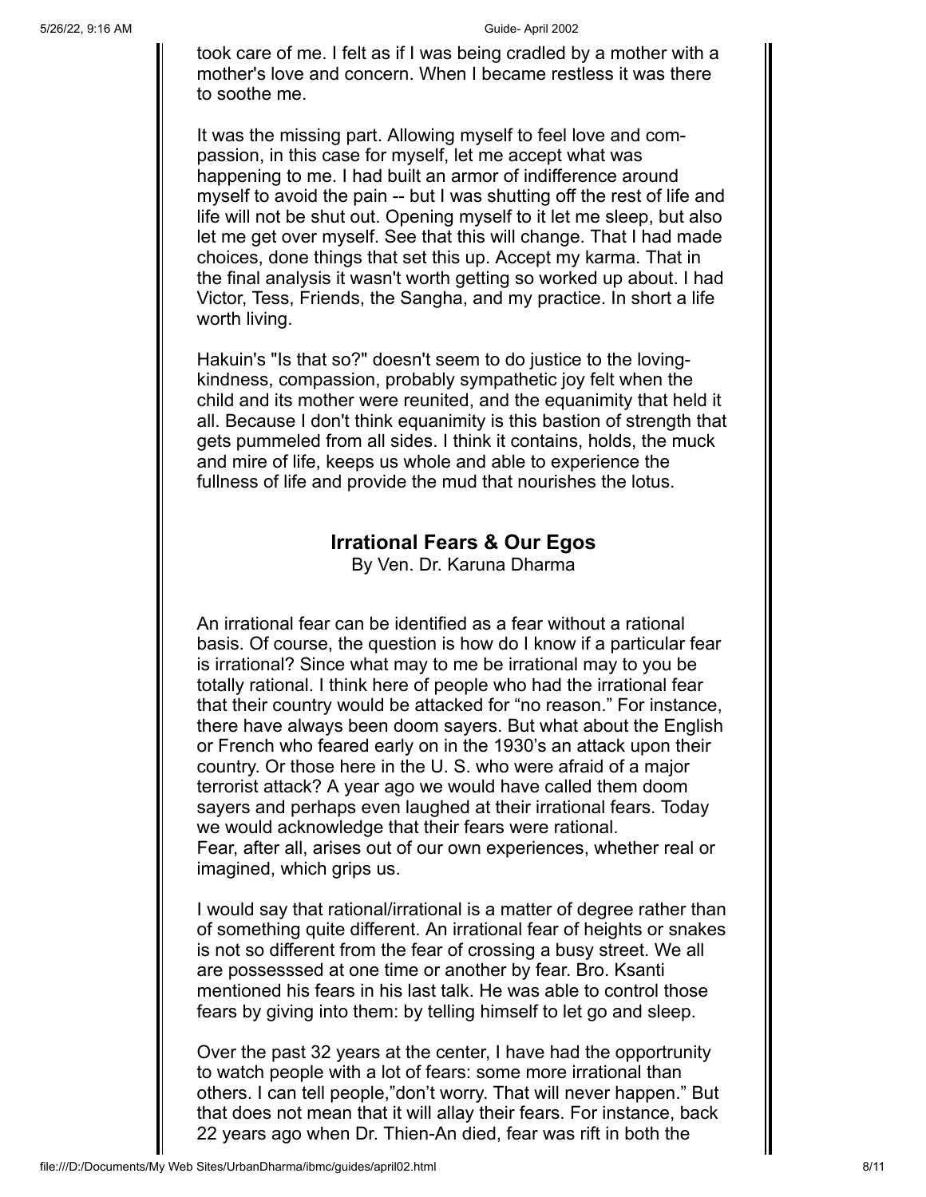took care of me. I felt as if I was being cradled by a mother with a mother's love and concern. When I became restless it was there to soothe me.

It was the missing part. Allowing myself to feel love and compassion, in this case for myself, let me accept what was happening to me. I had built an armor of indifference around myself to avoid the pain -- but I was shutting off the rest of life and life will not be shut out. Opening myself to it let me sleep, but also let me get over myself. See that this will change. That I had made choices, done things that set this up. Accept my karma. That in the final analysis it wasn't worth getting so worked up about. I had Victor, Tess, Friends, the Sangha, and my practice. In short a life worth living.

Hakuin's "Is that so?" doesn't seem to do justice to the loving-kindness, compassion, probably sympathetic joy felt when the child and its mother were reunited, and the equanimity that held it all. Because I don't think equanimity is this bastion of strength that gets pummeled from all sides. I think it contains, holds, the muck and mire of life, keeps us whole and able to experience the fullness of life and provide the mud that nourishes the lotus.

## Irrational Fears & Our Egos

By Ven. Dr. Karuna Dharma

An irrational fear can be identified as a fear without a rational basis. Of course, the question is how do I know if a particular fear is irrational? Since what may to me be irrational may to you be totally rational. I think here of people who had the irrational fear that their country would be attacked for "no reason." For instance, there have always been doom sayers. But what about the English or French who feared early on in the 1930's an attack upon their country. Or those here in the U. S. who were afraid of a major terrorist attack? A year ago we would have called them doom sayers and perhaps even laughed at their irrational fears. Today we would acknowledge that their fears were rational.
Fear, after all, arises out of our own experiences, whether real or imagined, which grips us.

I would say that rational/irrational is a matter of degree rather than of something quite different. An irrational fear of heights or snakes is not so different from the fear of crossing a busy street. We all are possesssed at one time or another by fear. Bro. Ksanti mentioned his fears in his last talk. He was able to control those fears by giving into them: by telling himself to let go and sleep.

Over the past 32 years at the center, I have had the opportrunity to watch people with a lot of fears: some more irrational than others. I can tell people,"don't worry. That will never happen." But that does not mean that it will allay their fears. For instance, back 22 years ago when Dr. Thien-An died, fear was rift in both the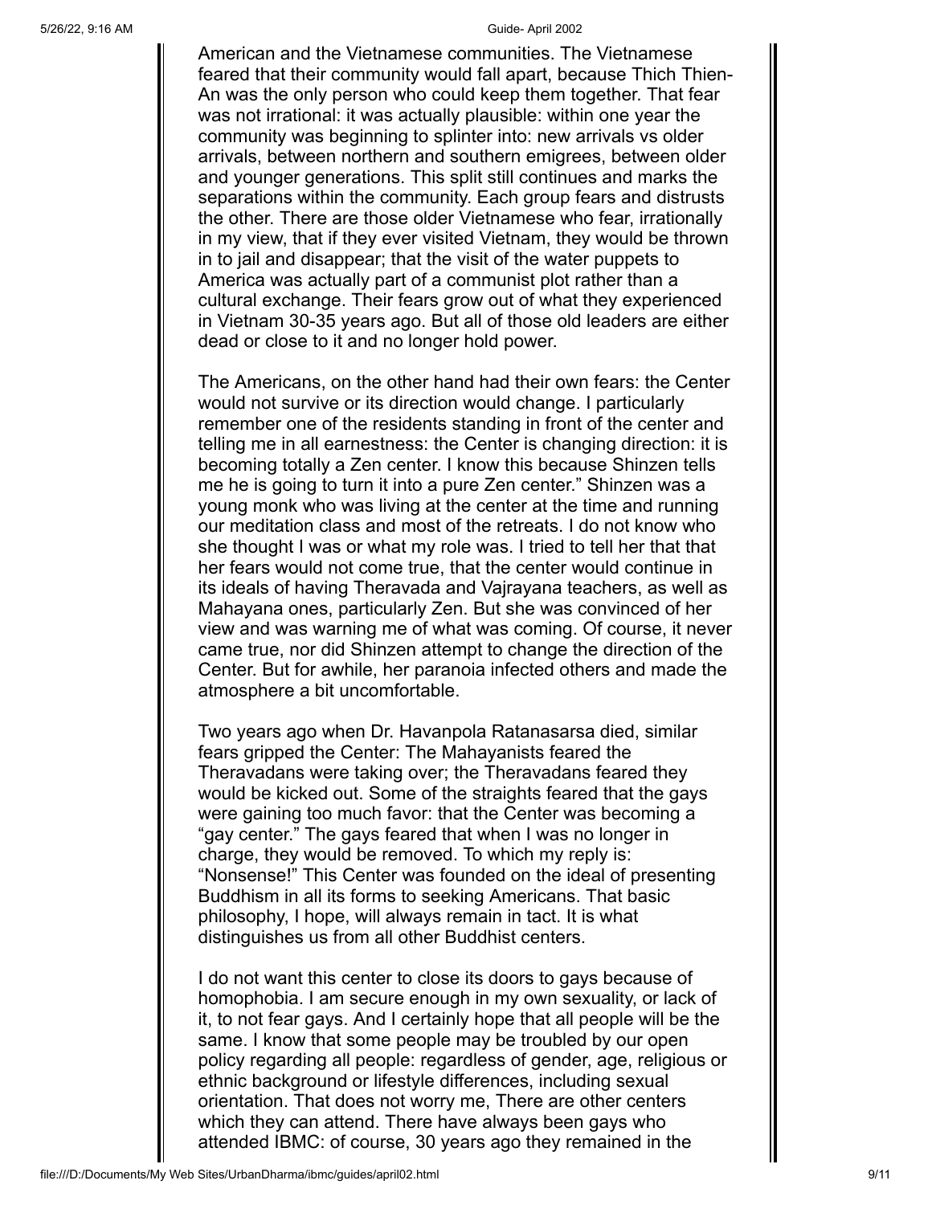American and the Vietnamese communities. The Vietnamese feared that their community would fall apart, because Thich Thien-An was the only person who could keep them together. That fear was not irrational: it was actually plausible: within one year the community was beginning to splinter into: new arrivals vs older arrivals, between northern and southern emigrees, between older and younger generations. This split still continues and marks the separations within the community. Each group fears and distrusts the other. There are those older Vietnamese who fear, irrationally in my view, that if they ever visited Vietnam, they would be thrown in to jail and disappear; that the visit of the water puppets to America was actually part of a communist plot rather than a cultural exchange. Their fears grow out of what they experienced in Vietnam 30-35 years ago. But all of those old leaders are either dead or close to it and no longer hold power.

The Americans, on the other hand had their own fears: the Center would not survive or its direction would change. I particularly remember one of the residents standing in front of the center and telling me in all earnestness: the Center is changing direction: it is becoming totally a Zen center. I know this because Shinzen tells me he is going to turn it into a pure Zen center." Shinzen was a young monk who was living at the center at the time and running our meditation class and most of the retreats. I do not know who she thought I was or what my role was. I tried to tell her that that her fears would not come true, that the center would continue in its ideals of having Theravada and Vajrayana teachers, as well as Mahayana ones, particularly Zen. But she was convinced of her view and was warning me of what was coming. Of course, it never came true, nor did Shinzen attempt to change the direction of the Center. But for awhile, her paranoia infected others and made the atmosphere a bit uncomfortable.

Two years ago when Dr. Havanpola Ratanasarsa died, similar fears gripped the Center: The Mahayanists feared the Theravadans were taking over; the Theravadans feared they would be kicked out. Some of the straights feared that the gays were gaining too much favor: that the Center was becoming a "gay center." The gays feared that when I was no longer in charge, they would be removed. To which my reply is: "Nonsense!" This Center was founded on the ideal of presenting Buddhism in all its forms to seeking Americans. That basic philosophy, I hope, will always remain in tact. It is what distinguishes us from all other Buddhist centers.

I do not want this center to close its doors to gays because of homophobia. I am secure enough in my own sexuality, or lack of it, to not fear gays. And I certainly hope that all people will be the same. I know that some people may be troubled by our open policy regarding all people: regardless of gender, age, religious or ethnic background or lifestyle differences, including sexual orientation. That does not worry me, There are other centers which they can attend. There have always been gays who attended IBMC: of course, 30 years ago they remained in the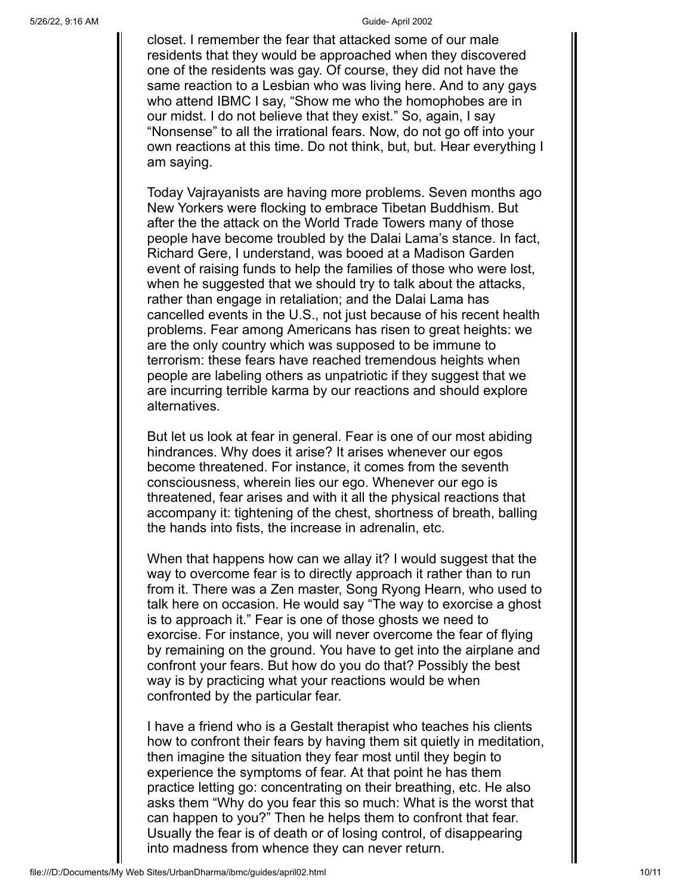closet. I remember the fear that attacked some of our male residents that they would be approached when they discovered one of the residents was gay. Of course, they did not have the same reaction to a Lesbian who was living here. And to any gays who attend IBMC I say, "Show me who the homophobes are in our midst. I do not believe that they exist." So, again, I say "Nonsense" to all the irrational fears. Now, do not go off into your own reactions at this time. Do not think, but, but. Hear everything I am saying.

Today Vajrayanists are having more problems. Seven months ago New Yorkers were flocking to embrace Tibetan Buddhism. But after the the attack on the World Trade Towers many of those people have become troubled by the Dalai Lama's stance. In fact, Richard Gere, I understand, was booed at a Madison Garden event of raising funds to help the families of those who were lost, when he suggested that we should try to talk about the attacks, rather than engage in retaliation; and the Dalai Lama has cancelled events in the U.S., not just because of his recent health problems. Fear among Americans has risen to great heights: we are the only country which was supposed to be immune to terrorism: these fears have reached tremendous heights when people are labeling others as unpatriotic if they suggest that we are incurring terrible karma by our reactions and should explore alternatives.

But let us look at fear in general. Fear is one of our most abiding hindrances. Why does it arise? It arises whenever our egos become threatened. For instance, it comes from the seventh consciousness, wherein lies our ego. Whenever our ego is threatened, fear arises and with it all the physical reactions that accompany it: tightening of the chest, shortness of breath, balling the hands into fists, the increase in adrenalin, etc.

When that happens how can we allay it? I would suggest that the way to overcome fear is to directly approach it rather than to run from it. There was a Zen master, Song Ryong Hearn, who used to talk here on occasion. He would say "The way to exorcise a ghost is to approach it." Fear is one of those ghosts we need to exorcise. For instance, you will never overcome the fear of flying by remaining on the ground. You have to get into the airplane and confront your fears. But how do you do that? Possibly the best way is by practicing what your reactions would be when confronted by the particular fear.

I have a friend who is a Gestalt therapist who teaches his clients how to confront their fears by having them sit quietly in meditation, then imagine the situation they fear most until they begin to experience the symptoms of fear. At that point he has them practice letting go: concentrating on their breathing, etc. He also asks them "Why do you fear this so much: What is the worst that can happen to you?" Then he helps them to confront that fear. Usually the fear is of death or of losing control, of disappearing into madness from whence they can never return.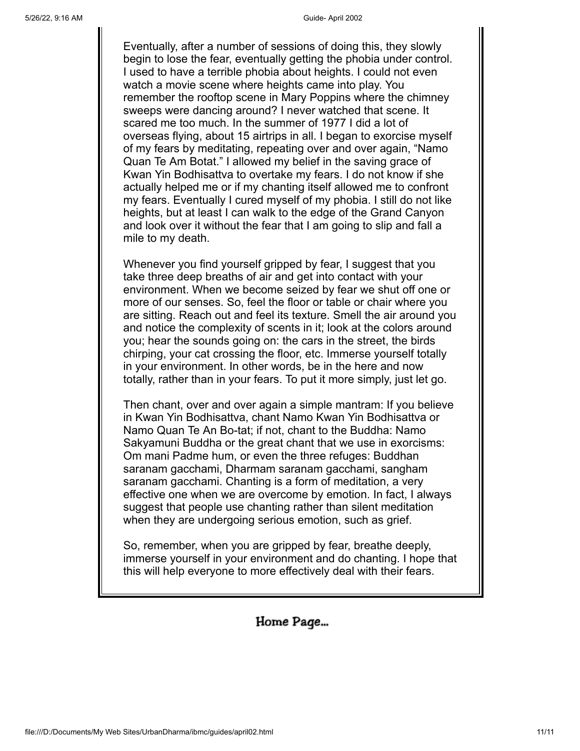Eventually, after a number of sessions of doing this, they slowly begin to lose the fear, eventually getting the phobia under control. I used to have a terrible phobia about heights. I could not even watch a movie scene where heights came into play. You remember the rooftop scene in Mary Poppins where the chimney sweeps were dancing around? I never watched that scene. It scared me too much. In the summer of 1977 I did a lot of overseas flying, about 15 airtrips in all. I began to exorcise myself of my fears by meditating, repeating over and over again, "Namo Quan Te Am Botat." I allowed my belief in the saving grace of Kwan Yin Bodhisattva to overtake my fears. I do not know if she actually helped me or if my chanting itself allowed me to confront my fears. Eventually I cured myself of my phobia. I still do not like heights, but at least I can walk to the edge of the Grand Canyon and look over it without the fear that I am going to slip and fall a mile to my death.

Whenever you find yourself gripped by fear, I suggest that you take three deep breaths of air and get into contact with your environment. When we become seized by fear we shut off one or more of our senses. So, feel the floor or table or chair where you are sitting. Reach out and feel its texture. Smell the air around you and notice the complexity of scents in it; look at the colors around you; hear the sounds going on: the cars in the street, the birds chirping, your cat crossing the floor, etc. Immerse yourself totally in your environment. In other words, be in the here and now totally, rather than in your fears. To put it more simply, just let go.

Then chant, over and over again a simple mantram: If you believe in Kwan Yin Bodhisattva, chant Namo Kwan Yin Bodhisattva or Namo Quan Te An Bo-tat; if not, chant to the Buddha: Namo Sakyamuni Buddha or the great chant that we use in exorcisms: Om mani Padme hum, or even the three refuges: Buddhan saranam gacchami, Dharmam saranam gacchami, sangham saranam gacchami. Chanting is a form of meditation, a very effective one when we are overcome by emotion. In fact, I always suggest that people use chanting rather than silent meditation when they are undergoing serious emotion, such as grief.

So, remember, when you are gripped by fear, breathe deeply, immerse yourself in your environment and do chanting. I hope that this will help everyone to more effectively deal with their fears.

Home Page...